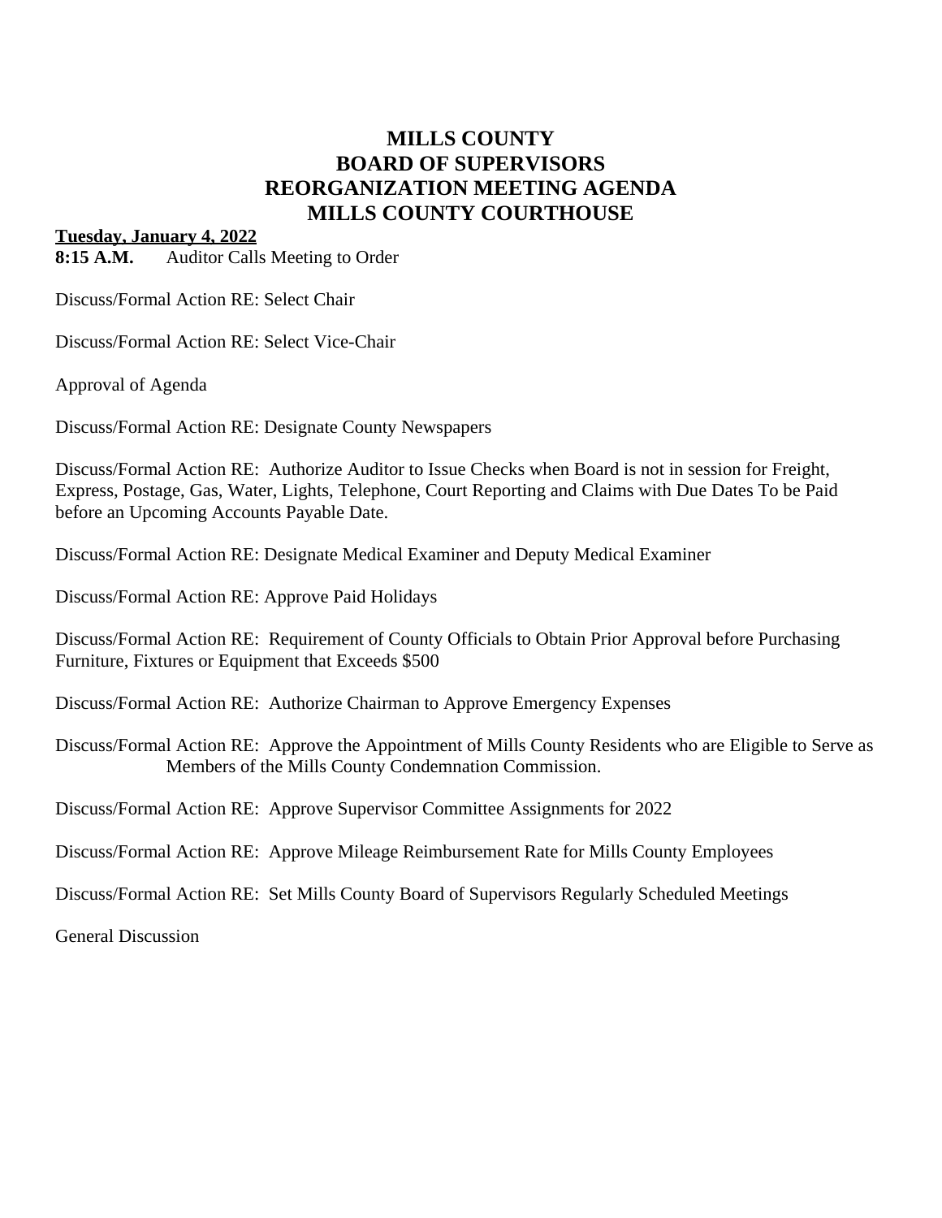# MILLS COUNTY
# BOARD OF SUPERVISORS
# REORGANIZATION MEETING AGENDA
# MILLS COUNTY COURTHOUSE

**Tuesday, January 4, 2022**

**8:15 A.M.** Auditor Calls Meeting to Order

Discuss/Formal Action RE: Select Chair

Discuss/Formal Action RE: Select Vice-Chair

Approval of Agenda

Discuss/Formal Action RE: Designate County Newspapers

Discuss/Formal Action RE: Authorize Auditor to Issue Checks when Board is not in session for Freight, Express, Postage, Gas, Water, Lights, Telephone, Court Reporting and Claims with Due Dates To be Paid before an Upcoming Accounts Payable Date.

Discuss/Formal Action RE: Designate Medical Examiner and Deputy Medical Examiner

Discuss/Formal Action RE: Approve Paid Holidays

Discuss/Formal Action RE: Requirement of County Officials to Obtain Prior Approval before Purchasing Furniture, Fixtures or Equipment that Exceeds $500

Discuss/Formal Action RE: Authorize Chairman to Approve Emergency Expenses

Discuss/Formal Action RE: Approve the Appointment of Mills County Residents who are Eligible to Serve as Members of the Mills County Condemnation Commission.

Discuss/Formal Action RE: Approve Supervisor Committee Assignments for 2022

Discuss/Formal Action RE: Approve Mileage Reimbursement Rate for Mills County Employees

Discuss/Formal Action RE: Set Mills County Board of Supervisors Regularly Scheduled Meetings

General Discussion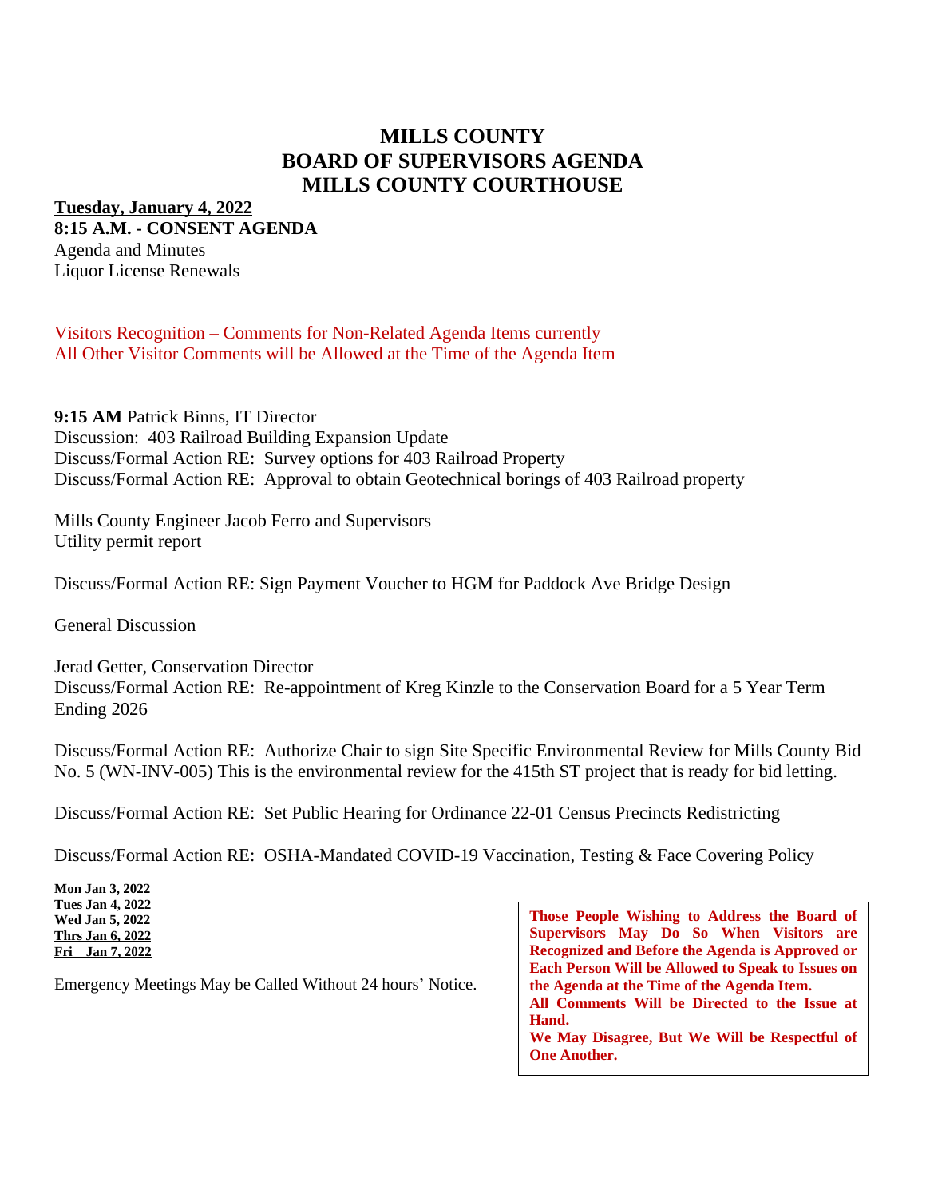# MILLS COUNTY
# BOARD OF SUPERVISORS AGENDA
# MILLS COUNTY COURTHOUSE

**Tuesday, January 4, 2022**
**8:15 A.M. - CONSENT AGENDA**
Agenda and Minutes
Liquor License Renewals

Visitors Recognition – Comments for Non-Related Agenda Items currently
All Other Visitor Comments will be Allowed at the Time of the Agenda Item

**9:15 AM** Patrick Binns, IT Director
Discussion: 403 Railroad Building Expansion Update
Discuss/Formal Action RE: Survey options for 403 Railroad Property
Discuss/Formal Action RE: Approval to obtain Geotechnical borings of 403 Railroad property

Mills County Engineer Jacob Ferro and Supervisors
Utility permit report

Discuss/Formal Action RE: Sign Payment Voucher to HGM for Paddock Ave Bridge Design

General Discussion

Jerad Getter, Conservation Director
Discuss/Formal Action RE: Re-appointment of Kreg Kinzle to the Conservation Board for a 5 Year Term Ending 2026

Discuss/Formal Action RE: Authorize Chair to sign Site Specific Environmental Review for Mills County Bid No. 5 (WN-INV-005) This is the environmental review for the 415th ST project that is ready for bid letting.

Discuss/Formal Action RE: Set Public Hearing for Ordinance 22-01 Census Precincts Redistricting

Discuss/Formal Action RE: OSHA-Mandated COVID-19 Vaccination, Testing & Face Covering Policy

**Mon Jan 3, 2022**
**Tues Jan 4, 2022**
**Wed Jan 5, 2022**
**Thrs Jan 6, 2022**
**Fri Jan 7, 2022**

Emergency Meetings May be Called Without 24 hours' Notice.

**Those People Wishing to Address the Board of Supervisors May Do So When Visitors are Recognized and Before the Agenda is Approved or Each Person Will be Allowed to Speak to Issues on the Agenda at the Time of the Agenda Item.**
**All Comments Will be Directed to the Issue at Hand.**
**We May Disagree, But We Will be Respectful of One Another.**